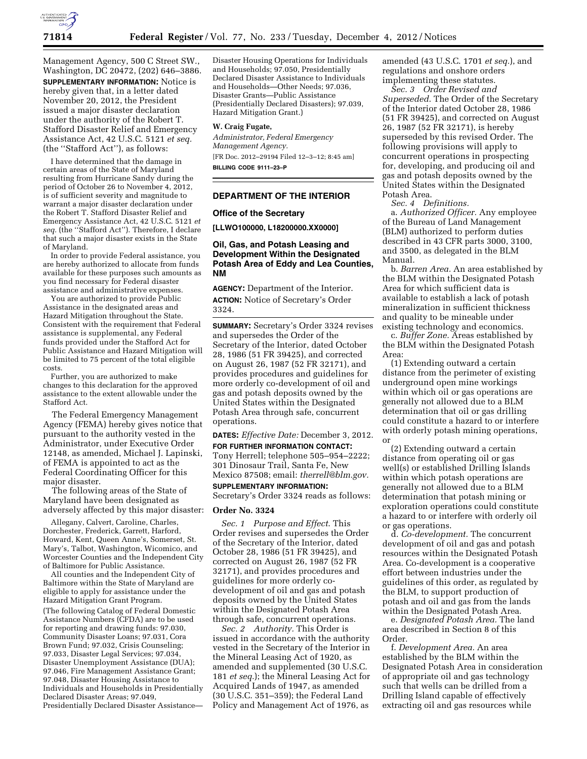Management Agency, 500 C Street SW., Washington, DC 20472, (202) 646–3886.

**SUPPLEMENTARY INFORMATION:** Notice is hereby given that, in a letter dated November 20, 2012, the President issued a major disaster declaration under the authority of the Robert T. Stafford Disaster Relief and Emergency Assistance Act, 42 U.S.C. 5121 *et seq.* (the ''Stafford Act''), as follows:

I have determined that the damage in certain areas of the State of Maryland resulting from Hurricane Sandy during the period of October 26 to November 4, 2012, is of sufficient severity and magnitude to warrant a major disaster declaration under the Robert T. Stafford Disaster Relief and Emergency Assistance Act, 42 U.S.C. 5121 *et seq.* (the ''Stafford Act''). Therefore, I declare that such a major disaster exists in the State of Maryland.

In order to provide Federal assistance, you are hereby authorized to allocate from funds available for these purposes such amounts as you find necessary for Federal disaster assistance and administrative expenses.

You are authorized to provide Public Assistance in the designated areas and Hazard Mitigation throughout the State. Consistent with the requirement that Federal assistance is supplemental, any Federal funds provided under the Stafford Act for Public Assistance and Hazard Mitigation will be limited to 75 percent of the total eligible costs.

Further, you are authorized to make changes to this declaration for the approved assistance to the extent allowable under the Stafford Act.

The Federal Emergency Management Agency (FEMA) hereby gives notice that pursuant to the authority vested in the Administrator, under Executive Order 12148, as amended, Michael J. Lapinski, of FEMA is appointed to act as the Federal Coordinating Officer for this major disaster.

The following areas of the State of Maryland have been designated as adversely affected by this major disaster:

Allegany, Calvert, Caroline, Charles, Dorchester, Frederick, Garrett, Harford, Howard, Kent, Queen Anne's, Somerset, St. Mary's, Talbot, Washington, Wicomico, and Worcester Counties and the Independent City of Baltimore for Public Assistance.

All counties and the Independent City of Baltimore within the State of Maryland are eligible to apply for assistance under the Hazard Mitigation Grant Program.

(The following Catalog of Federal Domestic Assistance Numbers (CFDA) are to be used for reporting and drawing funds: 97.030, Community Disaster Loans; 97.031, Cora Brown Fund; 97.032, Crisis Counseling; 97.033, Disaster Legal Services; 97.034, Disaster Unemployment Assistance (DUA); 97.046, Fire Management Assistance Grant; 97.048, Disaster Housing Assistance to Individuals and Households in Presidentially Declared Disaster Areas; 97.049, Presidentially Declared Disaster Assistance—Disaster Housing Operations for Individuals and Households; 97.050, Presidentially Declared Disaster Assistance to Individuals and Households—Other Needs; 97.036, Disaster Grants—Public Assistance (Presidentially Declared Disasters); 97.039, Hazard Mitigation Grant.)

**W. Craig Fugate,**

*Administrator, Federal Emergency Management Agency.*

[FR Doc. 2012–29194 Filed 12–3–12; 8:45 am]

**BILLING CODE 9111–23–P**

## DEPARTMENT OF THE INTERIOR

### Office of the Secretary

**[LLWO100000, L18200000.XX0000]**

### Oil, Gas, and Potash Leasing and Development Within the Designated Potash Area of Eddy and Lea Counties, NM

**AGENCY:** Department of the Interior.

**ACTION:** Notice of Secretary's Order 3324.

**SUMMARY:** Secretary's Order 3324 revises and supersedes the Order of the Secretary of the Interior, dated October 28, 1986 (51 FR 39425), and corrected on August 26, 1987 (52 FR 32171), and provides procedures and guidelines for more orderly co-development of oil and gas and potash deposits owned by the United States within the Designated Potash Area through safe, concurrent operations.

**DATES:** *Effective Date:* December 3, 2012.

**FOR FURTHER INFORMATION CONTACT:** Tony Herrell; telephone 505–954–2222; 301 Dinosaur Trail, Santa Fe, New Mexico 87508; email: *therrell@blm.gov.*

**SUPPLEMENTARY INFORMATION:** Secretary's Order 3324 reads as follows:

### Order No. 3324

*Sec. 1 Purpose and Effect.* This Order revises and supersedes the Order of the Secretary of the Interior, dated October 28, 1986 (51 FR 39425), and corrected on August 26, 1987 (52 FR 32171), and provides procedures and guidelines for more orderly co-development of oil and gas and potash deposits owned by the United States within the Designated Potash Area through safe, concurrent operations.

*Sec. 2 Authority.* This Order is issued in accordance with the authority vested in the Secretary of the Interior in the Mineral Leasing Act of 1920, as amended and supplemented (30 U.S.C. 181 *et seq.*); the Mineral Leasing Act for Acquired Lands of 1947, as amended (30 U.S.C. 351–359); the Federal Land Policy and Management Act of 1976, as amended (43 U.S.C. 1701 *et seq.*), and regulations and onshore orders implementing these statutes.

*Sec. 3 Order Revised and Superseded.* The Order of the Secretary of the Interior dated October 28, 1986 (51 FR 39425), and corrected on August 26, 1987 (52 FR 32171), is hereby superseded by this revised Order. The following provisions will apply to concurrent operations in prospecting for, developing, and producing oil and gas and potash deposits owned by the United States within the Designated Potash Area.

*Sec. 4 Definitions.*

a. *Authorized Officer.* Any employee of the Bureau of Land Management (BLM) authorized to perform duties described in 43 CFR parts 3000, 3100, and 3500, as delegated in the BLM Manual.

b. *Barren Area.* An area established by the BLM within the Designated Potash Area for which sufficient data is available to establish a lack of potash mineralization in sufficient thickness and quality to be mineable under existing technology and economics.

c. *Buffer Zone.* Areas established by the BLM within the Designated Potash Area:

(1) Extending outward a certain distance from the perimeter of existing underground open mine workings within which oil or gas operations are generally not allowed due to a BLM determination that oil or gas drilling could constitute a hazard to or interfere with orderly potash mining operations, or

(2) Extending outward a certain distance from operating oil or gas well(s) or established Drilling Islands within which potash operations are generally not allowed due to a BLM determination that potash mining or exploration operations could constitute a hazard to or interfere with orderly oil or gas operations.

d. *Co-development.* The concurrent development of oil and gas and potash resources within the Designated Potash Area. Co-development is a cooperative effort between industries under the guidelines of this order, as regulated by the BLM, to support production of potash and oil and gas from the lands within the Designated Potash Area.

e. *Designated Potash Area.* The land area described in Section 8 of this Order.

f. *Development Area.* An area established by the BLM within the Designated Potash Area in consideration of appropriate oil and gas technology such that wells can be drilled from a Drilling Island capable of effectively extracting oil and gas resources while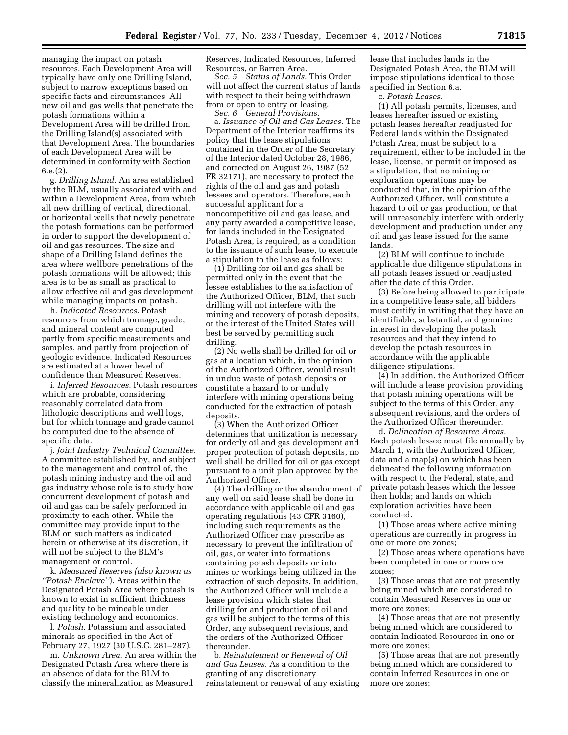managing the impact on potash resources. Each Development Area will typically have only one Drilling Island, subject to narrow exceptions based on specific facts and circumstances. All new oil and gas wells that penetrate the potash formations within a Development Area will be drilled from the Drilling Island(s) associated with that Development Area. The boundaries of each Development Area will be determined in conformity with Section 6.e.(2).

g. *Drilling Island.* An area established by the BLM, usually associated with and within a Development Area, from which all new drilling of vertical, directional, or horizontal wells that newly penetrate the potash formations can be performed in order to support the development of oil and gas resources. The size and shape of a Drilling Island defines the area where wellbore penetrations of the potash formations will be allowed; this area is to be as small as practical to allow effective oil and gas development while managing impacts on potash.

h. *Indicated Resources.* Potash resources from which tonnage, grade, and mineral content are computed partly from specific measurements and samples, and partly from projection of geologic evidence. Indicated Resources are estimated at a lower level of confidence than Measured Reserves.

i. *Inferred Resources.* Potash resources which are probable, considering reasonably correlated data from lithologic descriptions and well logs, but for which tonnage and grade cannot be computed due to the absence of specific data.

j. *Joint Industry Technical Committee.* A committee established by, and subject to the management and control of, the potash mining industry and the oil and gas industry whose role is to study how concurrent development of potash and oil and gas can be safely performed in proximity to each other. While the committee may provide input to the BLM on such matters as indicated herein or otherwise at its discretion, it will not be subject to the BLM's management or control.

k. *Measured Reserves (also known as "Potash Enclave")*. Areas within the Designated Potash Area where potash is known to exist in sufficient thickness and quality to be mineable under existing technology and economics.

l. *Potash.* Potassium and associated minerals as specified in the Act of February 27, 1927 (30 U.S.C. 281–287).

m. *Unknown Area.* An area within the Designated Potash Area where there is an absence of data for the BLM to classify the mineralization as Measured Reserves, Indicated Resources, Inferred Resources, or Barren Area.

*Sec. 5 Status of Lands.* This Order will not affect the current status of lands with respect to their being withdrawn from or open to entry or leasing.

*Sec. 6 General Provisions.*

a. *Issuance of Oil and Gas Leases.* The Department of the Interior reaffirms its policy that the lease stipulations contained in the Order of the Secretary of the Interior dated October 28, 1986, and corrected on August 26, 1987 (52 FR 32171), are necessary to protect the rights of the oil and gas and potash lessees and operators. Therefore, each successful applicant for a noncompetitive oil and gas lease, and any party awarded a competitive lease, for lands included in the Designated Potash Area, is required, as a condition to the issuance of such lease, to execute a stipulation to the lease as follows:

(1) Drilling for oil and gas shall be permitted only in the event that the lessee establishes to the satisfaction of the Authorized Officer, BLM, that such drilling will not interfere with the mining and recovery of potash deposits, or the interest of the United States will best be served by permitting such drilling.

(2) No wells shall be drilled for oil or gas at a location which, in the opinion of the Authorized Officer, would result in undue waste of potash deposits or constitute a hazard to or unduly interfere with mining operations being conducted for the extraction of potash deposits.

(3) When the Authorized Officer determines that unitization is necessary for orderly oil and gas development and proper protection of potash deposits, no well shall be drilled for oil or gas except pursuant to a unit plan approved by the Authorized Officer.

(4) The drilling or the abandonment of any well on said lease shall be done in accordance with applicable oil and gas operating regulations (43 CFR 3160), including such requirements as the Authorized Officer may prescribe as necessary to prevent the infiltration of oil, gas, or water into formations containing potash deposits or into mines or workings being utilized in the extraction of such deposits. In addition, the Authorized Officer will include a lease provision which states that drilling for and production of oil and gas will be subject to the terms of this Order, any subsequent revisions, and the orders of the Authorized Officer thereunder.

b. *Reinstatement or Renewal of Oil and Gas Leases.* As a condition to the granting of any discretionary reinstatement or renewal of any existing lease that includes lands in the Designated Potash Area, the BLM will impose stipulations identical to those specified in Section 6.a.

c. *Potash Leases.*

(1) All potash permits, licenses, and leases hereafter issued or existing potash leases hereafter readjusted for Federal lands within the Designated Potash Area, must be subject to a requirement, either to be included in the lease, license, or permit or imposed as a stipulation, that no mining or exploration operations may be conducted that, in the opinion of the Authorized Officer, will constitute a hazard to oil or gas production, or that will unreasonably interfere with orderly development and production under any oil and gas lease issued for the same lands.

(2) BLM will continue to include applicable due diligence stipulations in all potash leases issued or readjusted after the date of this Order.

(3) Before being allowed to participate in a competitive lease sale, all bidders must certify in writing that they have an identifiable, substantial, and genuine interest in developing the potash resources and that they intend to develop the potash resources in accordance with the applicable diligence stipulations.

(4) In addition, the Authorized Officer will include a lease provision providing that potash mining operations will be subject to the terms of this Order, any subsequent revisions, and the orders of the Authorized Officer thereunder.

d. *Delineation of Resource Areas.* Each potash lessee must file annually by March 1, with the Authorized Officer, data and a map(s) on which has been delineated the following information with respect to the Federal, state, and private potash leases which the lessee then holds; and lands on which exploration activities have been conducted.

(1) Those areas where active mining operations are currently in progress in one or more ore zones;

(2) Those areas where operations have been completed in one or more ore zones;

(3) Those areas that are not presently being mined which are considered to contain Measured Reserves in one or more ore zones;

(4) Those areas that are not presently being mined which are considered to contain Indicated Resources in one or more ore zones;

(5) Those areas that are not presently being mined which are considered to contain Inferred Resources in one or more ore zones;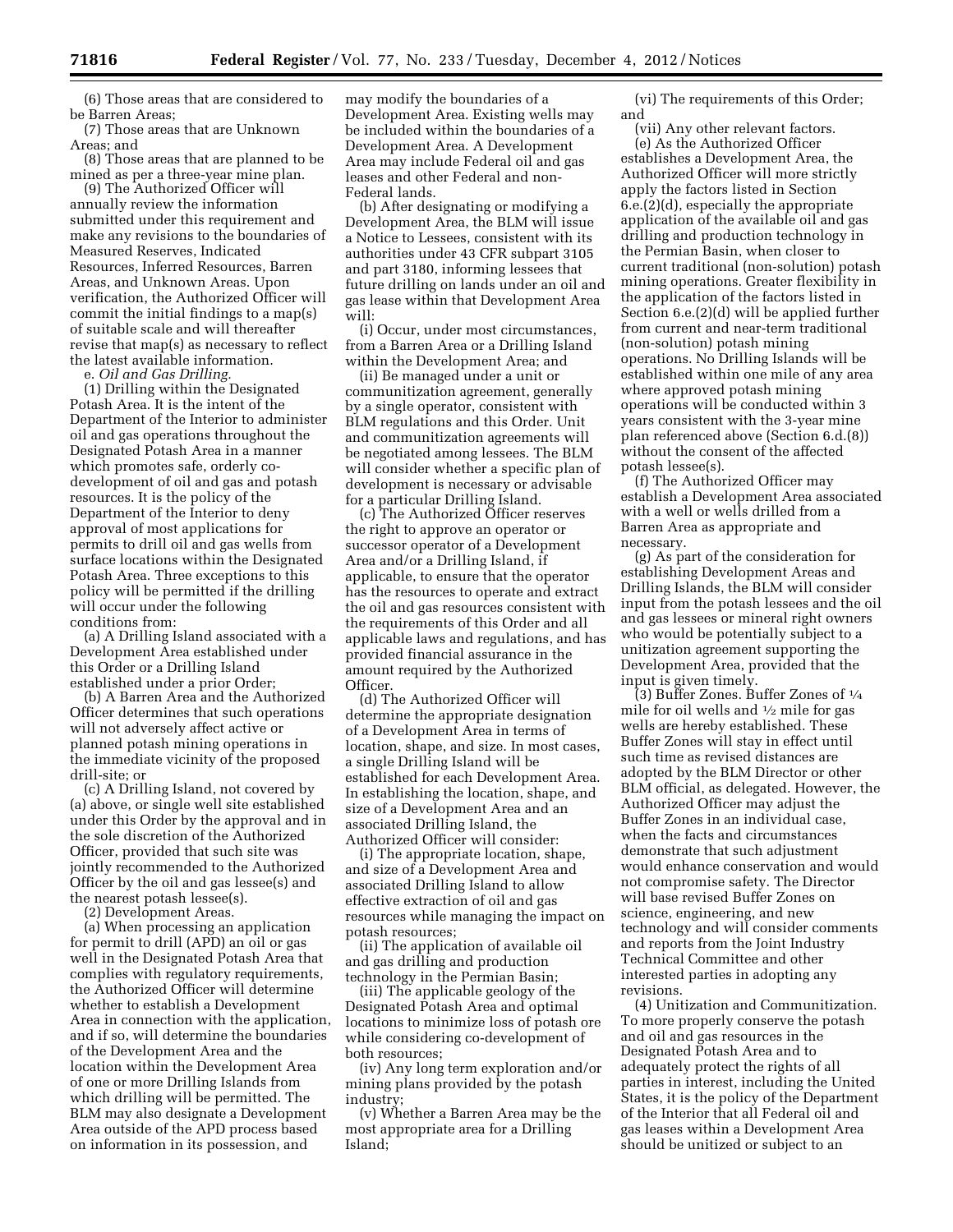(6) Those areas that are considered to be Barren Areas;

(7) Those areas that are Unknown Areas; and

(8) Those areas that are planned to be mined as per a three-year mine plan.

(9) The Authorized Officer will annually review the information submitted under this requirement and make any revisions to the boundaries of Measured Reserves, Indicated Resources, Inferred Resources, Barren Areas, and Unknown Areas. Upon verification, the Authorized Officer will commit the initial findings to a map(s) of suitable scale and will thereafter revise that map(s) as necessary to reflect the latest available information.

e. *Oil and Gas Drilling.*

(1) Drilling within the Designated Potash Area. It is the intent of the Department of the Interior to administer oil and gas operations throughout the Designated Potash Area in a manner which promotes safe, orderly co-development of oil and gas and potash resources. It is the policy of the Department of the Interior to deny approval of most applications for permits to drill oil and gas wells from surface locations within the Designated Potash Area. Three exceptions to this policy will be permitted if the drilling will occur under the following conditions from:

(a) A Drilling Island associated with a Development Area established under this Order or a Drilling Island established under a prior Order;

(b) A Barren Area and the Authorized Officer determines that such operations will not adversely affect active or planned potash mining operations in the immediate vicinity of the proposed drill-site; or

(c) A Drilling Island, not covered by (a) above, or single well site established under this Order by the approval and in the sole discretion of the Authorized Officer, provided that such site was jointly recommended to the Authorized Officer by the oil and gas lessee(s) and the nearest potash lessee(s).

(2) Development Areas.

(a) When processing an application for permit to drill (APD) an oil or gas well in the Designated Potash Area that complies with regulatory requirements, the Authorized Officer will determine whether to establish a Development Area in connection with the application, and if so, will determine the boundaries of the Development Area and the location within the Development Area of one or more Drilling Islands from which drilling will be permitted. The BLM may also designate a Development Area outside of the APD process based on information in its possession, and may modify the boundaries of a Development Area. Existing wells may be included within the boundaries of a Development Area. A Development Area may include Federal oil and gas leases and other Federal and non-Federal lands.

(b) After designating or modifying a Development Area, the BLM will issue a Notice to Lessees, consistent with its authorities under 43 CFR subpart 3105 and part 3180, informing lessees that future drilling on lands under an oil and gas lease within that Development Area will:

(i) Occur, under most circumstances, from a Barren Area or a Drilling Island within the Development Area; and

(ii) Be managed under a unit or communitization agreement, generally by a single operator, consistent with BLM regulations and this Order. Unit and communitization agreements will be negotiated among lessees. The BLM will consider whether a specific plan of development is necessary or advisable for a particular Drilling Island.

(c) The Authorized Officer reserves the right to approve an operator or successor operator of a Development Area and/or a Drilling Island, if applicable, to ensure that the operator has the resources to operate and extract the oil and gas resources consistent with the requirements of this Order and all applicable laws and regulations, and has provided financial assurance in the amount required by the Authorized Officer.

(d) The Authorized Officer will determine the appropriate designation of a Development Area in terms of location, shape, and size. In most cases, a single Drilling Island will be established for each Development Area. In establishing the location, shape, and size of a Development Area and an associated Drilling Island, the Authorized Officer will consider:

(i) The appropriate location, shape, and size of a Development Area and associated Drilling Island to allow effective extraction of oil and gas resources while managing the impact on potash resources;

(ii) The application of available oil and gas drilling and production technology in the Permian Basin;

(iii) The applicable geology of the Designated Potash Area and optimal locations to minimize loss of potash ore while considering co-development of both resources;

(iv) Any long term exploration and/or mining plans provided by the potash industry;

(v) Whether a Barren Area may be the most appropriate area for a Drilling Island;

(vi) The requirements of this Order; and

(vii) Any other relevant factors.

(e) As the Authorized Officer establishes a Development Area, the Authorized Officer will more strictly apply the factors listed in Section 6.e.(2)(d), especially the appropriate application of the available oil and gas drilling and production technology in the Permian Basin, when closer to current traditional (non-solution) potash mining operations. Greater flexibility in the application of the factors listed in Section 6.e.(2)(d) will be applied further from current and near-term traditional (non-solution) potash mining operations. No Drilling Islands will be established within one mile of any area where approved potash mining operations will be conducted within 3 years consistent with the 3-year mine plan referenced above (Section 6.d.(8)) without the consent of the affected potash lessee(s).

(f) The Authorized Officer may establish a Development Area associated with a well or wells drilled from a Barren Area as appropriate and necessary.

(g) As part of the consideration for establishing Development Areas and Drilling Islands, the BLM will consider input from the potash lessees and the oil and gas lessees or mineral right owners who would be potentially subject to a unitization agreement supporting the Development Area, provided that the input is given timely.

(3) Buffer Zones. Buffer Zones of ¼ mile for oil wells and ½ mile for gas wells are hereby established. These Buffer Zones will stay in effect until such time as revised distances are adopted by the BLM Director or other BLM official, as delegated. However, the Authorized Officer may adjust the Buffer Zones in an individual case, when the facts and circumstances demonstrate that such adjustment would enhance conservation and would not compromise safety. The Director will base revised Buffer Zones on science, engineering, and new technology and will consider comments and reports from the Joint Industry Technical Committee and other interested parties in adopting any revisions.

(4) Unitization and Communitization. To more properly conserve the potash and oil and gas resources in the Designated Potash Area and to adequately protect the rights of all parties in interest, including the United States, it is the policy of the Department of the Interior that all Federal oil and gas leases within a Development Area should be unitized or subject to an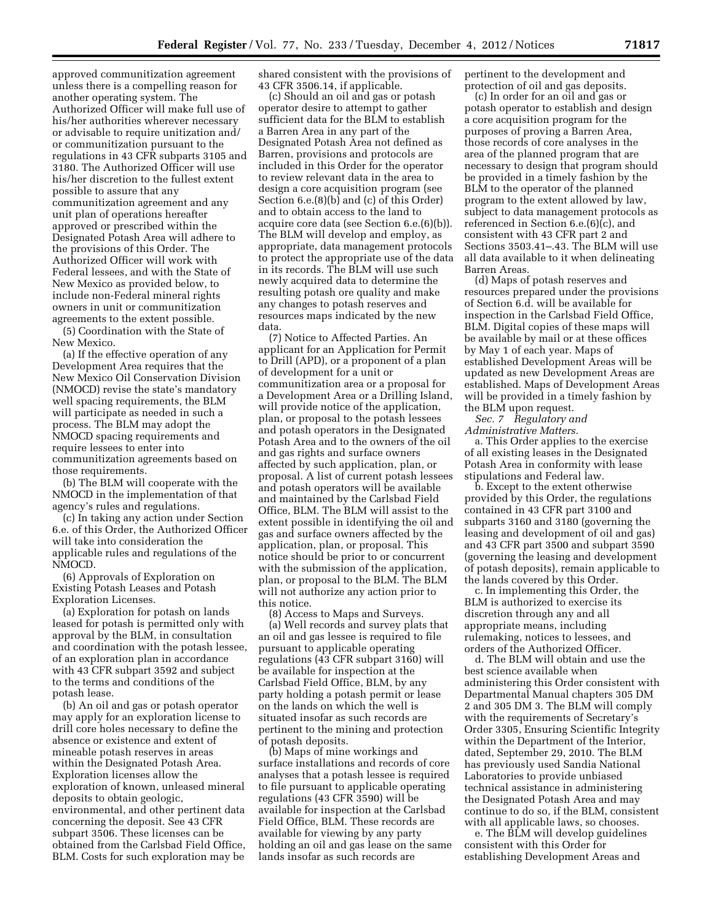approved communitization agreement unless there is a compelling reason for another operating system. The Authorized Officer will make full use of his/her authorities wherever necessary or advisable to require unitization and/or communitization pursuant to the regulations in 43 CFR subparts 3105 and 3180. The Authorized Officer will use his/her discretion to the fullest extent possible to assure that any communitization agreement and any unit plan of operations hereafter approved or prescribed within the Designated Potash Area will adhere to the provisions of this Order. The Authorized Officer will work with Federal lessees, and with the State of New Mexico as provided below, to include non-Federal mineral rights owners in unit or communitization agreements to the extent possible.

(5) Coordination with the State of New Mexico.

(a) If the effective operation of any Development Area requires that the New Mexico Oil Conservation Division (NMOCD) revise the state's mandatory well spacing requirements, the BLM will participate as needed in such a process. The BLM may adopt the NMOCD spacing requirements and require lessees to enter into communitization agreements based on those requirements.

(b) The BLM will cooperate with the NMOCD in the implementation of that agency's rules and regulations.

(c) In taking any action under Section 6.e. of this Order, the Authorized Officer will take into consideration the applicable rules and regulations of the NMOCD.

(6) Approvals of Exploration on Existing Potash Leases and Potash Exploration Licenses.

(a) Exploration for potash on lands leased for potash is permitted only with approval by the BLM, in consultation and coordination with the potash lessee, of an exploration plan in accordance with 43 CFR subpart 3592 and subject to the terms and conditions of the potash lease.

(b) An oil and gas or potash operator may apply for an exploration license to drill core holes necessary to define the absence or existence and extent of mineable potash reserves in areas within the Designated Potash Area. Exploration licenses allow the exploration of known, unleased mineral deposits to obtain geologic, environmental, and other pertinent data concerning the deposit. See 43 CFR subpart 3506. These licenses can be obtained from the Carlsbad Field Office, BLM. Costs for such exploration may be shared consistent with the provisions of 43 CFR 3506.14, if applicable.

(c) Should an oil and gas or potash operator desire to attempt to gather sufficient data for the BLM to establish a Barren Area in any part of the Designated Potash Area not defined as Barren, provisions and protocols are included in this Order for the operator to review relevant data in the area to design a core acquisition program (see Section 6.e.(8)(b) and (c) of this Order) and to obtain access to the land to acquire core data (see Section 6.e.(6)(b)). The BLM will develop and employ, as appropriate, data management protocols to protect the appropriate use of the data in its records. The BLM will use such newly acquired data to determine the resulting potash ore quality and make any changes to potash reserves and resources maps indicated by the new data.

(7) Notice to Affected Parties. An applicant for an Application for Permit to Drill (APD), or a proponent of a plan of development for a unit or communitization area or a proposal for a Development Area or a Drilling Island, will provide notice of the application, plan, or proposal to the potash lessees and potash operators in the Designated Potash Area and to the owners of the oil and gas rights and surface owners affected by such application, plan, or proposal. A list of current potash lessees and potash operators will be available and maintained by the Carlsbad Field Office, BLM. The BLM will assist to the extent possible in identifying the oil and gas and surface owners affected by the application, plan, or proposal. This notice should be prior to or concurrent with the submission of the application, plan, or proposal to the BLM. The BLM will not authorize any action prior to this notice.

(8) Access to Maps and Surveys.

(a) Well records and survey plats that an oil and gas lessee is required to file pursuant to applicable operating regulations (43 CFR subpart 3160) will be available for inspection at the Carlsbad Field Office, BLM, by any party holding a potash permit or lease on the lands on which the well is situated insofar as such records are pertinent to the mining and protection of potash deposits.

(b) Maps of mine workings and surface installations and records of core analyses that a potash lessee is required to file pursuant to applicable operating regulations (43 CFR 3590) will be available for inspection at the Carlsbad Field Office, BLM. These records are available for viewing by any party holding an oil and gas lease on the same lands insofar as such records are pertinent to the development and protection of oil and gas deposits.

(c) In order for an oil and gas or potash operator to establish and design a core acquisition program for the purposes of proving a Barren Area, those records of core analyses in the area of the planned program that are necessary to design that program should be provided in a timely fashion by the BLM to the operator of the planned program to the extent allowed by law, subject to data management protocols as referenced in Section 6.e.(6)(c), and consistent with 43 CFR part 2 and Sections 3503.41–.43. The BLM will use all data available to it when delineating Barren Areas.

(d) Maps of potash reserves and resources prepared under the provisions of Section 6.d. will be available for inspection in the Carlsbad Field Office, BLM. Digital copies of these maps will be available by mail or at these offices by May 1 of each year. Maps of established Development Areas will be updated as new Development Areas are established. Maps of Development Areas will be provided in a timely fashion by the BLM upon request.

*Sec. 7 Regulatory and Administrative Matters.*

a. This Order applies to the exercise of all existing leases in the Designated Potash Area in conformity with lease stipulations and Federal law.

b. Except to the extent otherwise provided by this Order, the regulations contained in 43 CFR part 3100 and subparts 3160 and 3180 (governing the leasing and development of oil and gas) and 43 CFR part 3500 and subpart 3590 (governing the leasing and development of potash deposits), remain applicable to the lands covered by this Order.

c. In implementing this Order, the BLM is authorized to exercise its discretion through any and all appropriate means, including rulemaking, notices to lessees, and orders of the Authorized Officer.

d. The BLM will obtain and use the best science available when administering this Order consistent with Departmental Manual chapters 305 DM 2 and 305 DM 3. The BLM will comply with the requirements of Secretary's Order 3305, Ensuring Scientific Integrity within the Department of the Interior, dated, September 29, 2010. The BLM has previously used Sandia National Laboratories to provide unbiased technical assistance in administering the Designated Potash Area and may continue to do so, if the BLM, consistent with all applicable laws, so chooses.

e. The BLM will develop guidelines consistent with this Order for establishing Development Areas and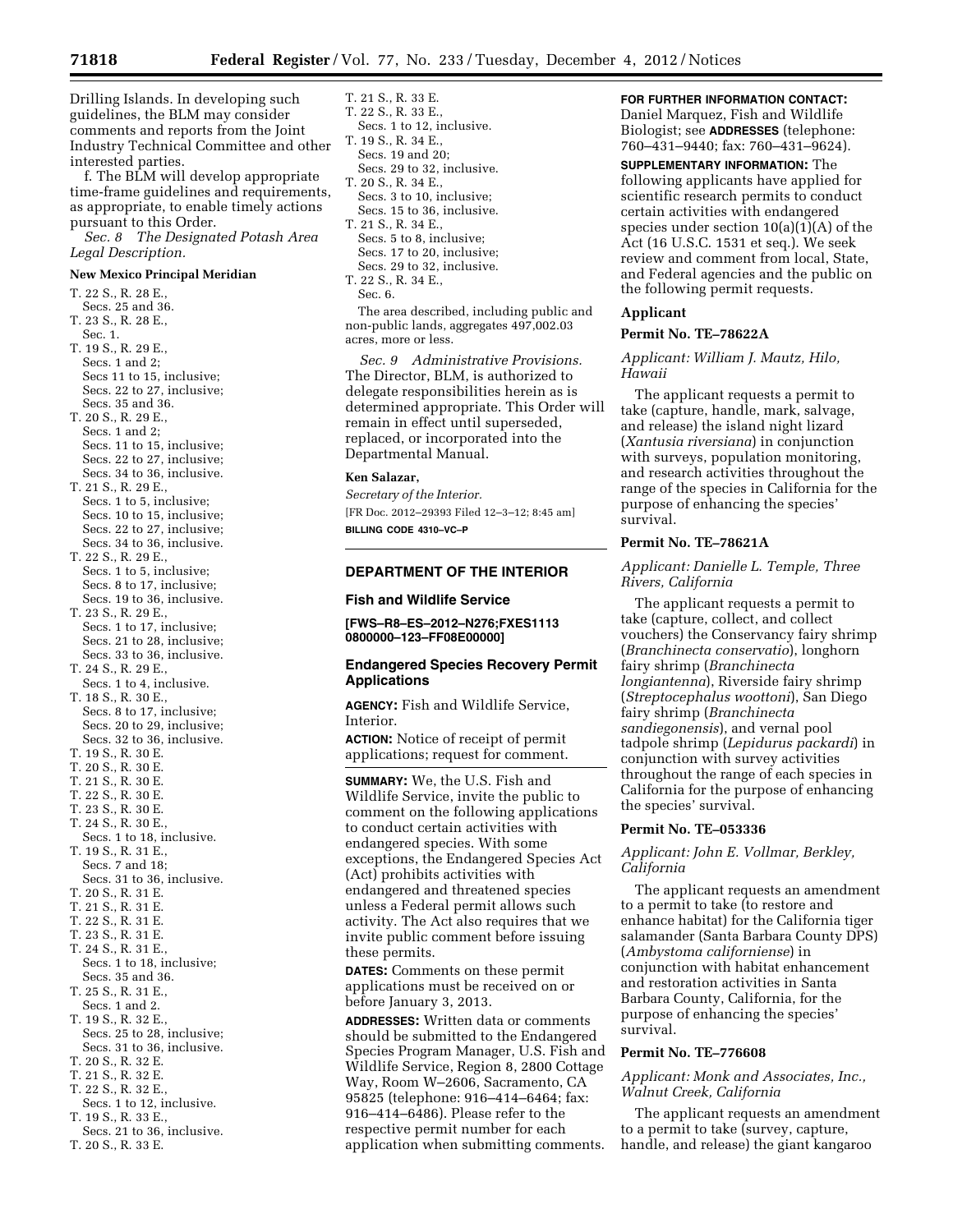Drilling Islands. In developing such guidelines, the BLM may consider comments and reports from the Joint Industry Technical Committee and other interested parties.

f. The BLM will develop appropriate time-frame guidelines and requirements, as appropriate, to enable timely actions pursuant to this Order.

*Sec. 8 The Designated Potash Area Legal Description.*

**New Mexico Principal Meridian**

T. 22 S., R. 28 E.,
Secs. 25 and 36.
T. 23 S., R. 28 E.,
Sec. 1.
T. 19 S., R. 29 E.,
Secs. 1 and 2;
Secs 11 to 15, inclusive;
Secs. 22 to 27, inclusive;
Secs. 35 and 36.
T. 20 S., R. 29 E.,
Secs. 1 and 2;
Secs. 11 to 15, inclusive;
Secs. 22 to 27, inclusive;
Secs. 34 to 36, inclusive.
T. 21 S., R. 29 E.,
Secs. 1 to 5, inclusive;
Secs. 10 to 15, inclusive;
Secs. 22 to 27, inclusive;
Secs. 34 to 36, inclusive.
T. 22 S., R. 29 E.,
Secs. 1 to 5, inclusive;
Secs. 8 to 17, inclusive;
Secs. 19 to 36, inclusive.
T. 23 S., R. 29 E.,
Secs. 1 to 17, inclusive;
Secs. 21 to 28, inclusive;
Secs. 33 to 36, inclusive.
T. 24 S., R. 29 E.,
Secs. 1 to 4, inclusive.
T. 18 S., R. 30 E.,
Secs. 8 to 17, inclusive;
Secs. 20 to 29, inclusive;
Secs. 32 to 36, inclusive.
T. 19 S., R. 30 E.
T. 20 S., R. 30 E.
T. 21 S., R. 30 E.
T. 22 S., R. 30 E.
T. 23 S., R. 30 E.
T. 24 S., R. 30 E.,
Secs. 1 to 18, inclusive.
T. 19 S., R. 31 E.,
Secs. 7 and 18;
Secs. 31 to 36, inclusive.
T. 20 S., R. 31 E.
T. 21 S., R. 31 E.
T. 22 S., R. 31 E.
T. 23 S., R. 31 E.
T. 24 S., R. 31 E.,
Secs. 1 to 18, inclusive;
Secs. 35 and 36.
T. 25 S., R. 31 E.,
Secs. 1 and 2.
T. 19 S., R. 32 E.,
Secs. 25 to 28, inclusive;
Secs. 31 to 36, inclusive.
T. 20 S., R. 32 E.
T. 21 S., R. 32 E.
T. 22 S., R. 32 E.,
Secs. 1 to 12, inclusive.
T. 19 S., R. 33 E.,
Secs. 21 to 36, inclusive.
T. 20 S., R. 33 E.
T. 21 S., R. 33 E.
T. 22 S., R. 33 E.,
Secs. 1 to 12, inclusive.
T. 19 S., R. 34 E.,
Secs. 19 and 20;
Secs. 29 to 32, inclusive.
T. 20 S., R. 34 E.,
Secs. 3 to 10, inclusive;
Secs. 15 to 36, inclusive.
T. 21 S., R. 34 E.,
Secs. 5 to 8, inclusive;
Secs. 17 to 20, inclusive;
Secs. 29 to 32, inclusive.
T. 22 S., R. 34 E.,
Sec. 6.

The area described, including public and non-public lands, aggregates 497,002.03 acres, more or less.

*Sec. 9 Administrative Provisions.* The Director, BLM, is authorized to delegate responsibilities herein as is determined appropriate. This Order will remain in effect until superseded, replaced, or incorporated into the Departmental Manual.

**Ken Salazar,**

*Secretary of the Interior.*

[FR Doc. 2012–29393 Filed 12–3–12; 8:45 am]

**BILLING CODE 4310–VC–P**

---

## DEPARTMENT OF THE INTERIOR

### Fish and Wildlife Service

**[FWS–R8–ES–2012–N276;FXES1113 0800000–123–FF08E00000]**

### Endangered Species Recovery Permit Applications

**AGENCY:** Fish and Wildlife Service, Interior.

**ACTION:** Notice of receipt of permit applications; request for comment.

**SUMMARY:** We, the U.S. Fish and Wildlife Service, invite the public to comment on the following applications to conduct certain activities with endangered species. With some exceptions, the Endangered Species Act (Act) prohibits activities with endangered and threatened species unless a Federal permit allows such activity. The Act also requires that we invite public comment before issuing these permits.

**DATES:** Comments on these permit applications must be received on or before January 3, 2013.

**ADDRESSES:** Written data or comments should be submitted to the Endangered Species Program Manager, U.S. Fish and Wildlife Service, Region 8, 2800 Cottage Way, Room W–2606, Sacramento, CA 95825 (telephone: 916–414–6464; fax: 916–414–6486). Please refer to the respective permit number for each application when submitting comments.

**FOR FURTHER INFORMATION CONTACT:** Daniel Marquez, Fish and Wildlife Biologist; see **ADDRESSES** (telephone: 760–431–9440; fax: 760–431–9624).

**SUPPLEMENTARY INFORMATION:** The following applicants have applied for scientific research permits to conduct certain activities with endangered species under section 10(a)(1)(A) of the Act (16 U.S.C. 1531 et seq.). We seek review and comment from local, State, and Federal agencies and the public on the following permit requests.

#### Applicant

#### Permit No. TE–78622A

*Applicant: William J. Mautz, Hilo, Hawaii*

The applicant requests a permit to take (capture, handle, mark, salvage, and release) the island night lizard (*Xantusia riversiana*) in conjunction with surveys, population monitoring, and research activities throughout the range of the species in California for the purpose of enhancing the species' survival.

#### Permit No. TE–78621A

*Applicant: Danielle L. Temple, Three Rivers, California*

The applicant requests a permit to take (capture, collect, and collect vouchers) the Conservancy fairy shrimp (*Branchinecta conservatio*), longhorn fairy shrimp (*Branchinecta longiantenna*), Riverside fairy shrimp (*Streptocephalus woottoni*), San Diego fairy shrimp (*Branchinecta sandiegonensis*), and vernal pool tadpole shrimp (*Lepidurus packardi*) in conjunction with survey activities throughout the range of each species in California for the purpose of enhancing the species' survival.

#### Permit No. TE–053336

*Applicant: John E. Vollmar, Berkley, California*

The applicant requests an amendment to a permit to take (to restore and enhance habitat) for the California tiger salamander (Santa Barbara County DPS) (*Ambystoma californiense*) in conjunction with habitat enhancement and restoration activities in Santa Barbara County, California, for the purpose of enhancing the species' survival.

#### Permit No. TE–776608

*Applicant: Monk and Associates, Inc., Walnut Creek, California*

The applicant requests an amendment to a permit to take (survey, capture, handle, and release) the giant kangaroo